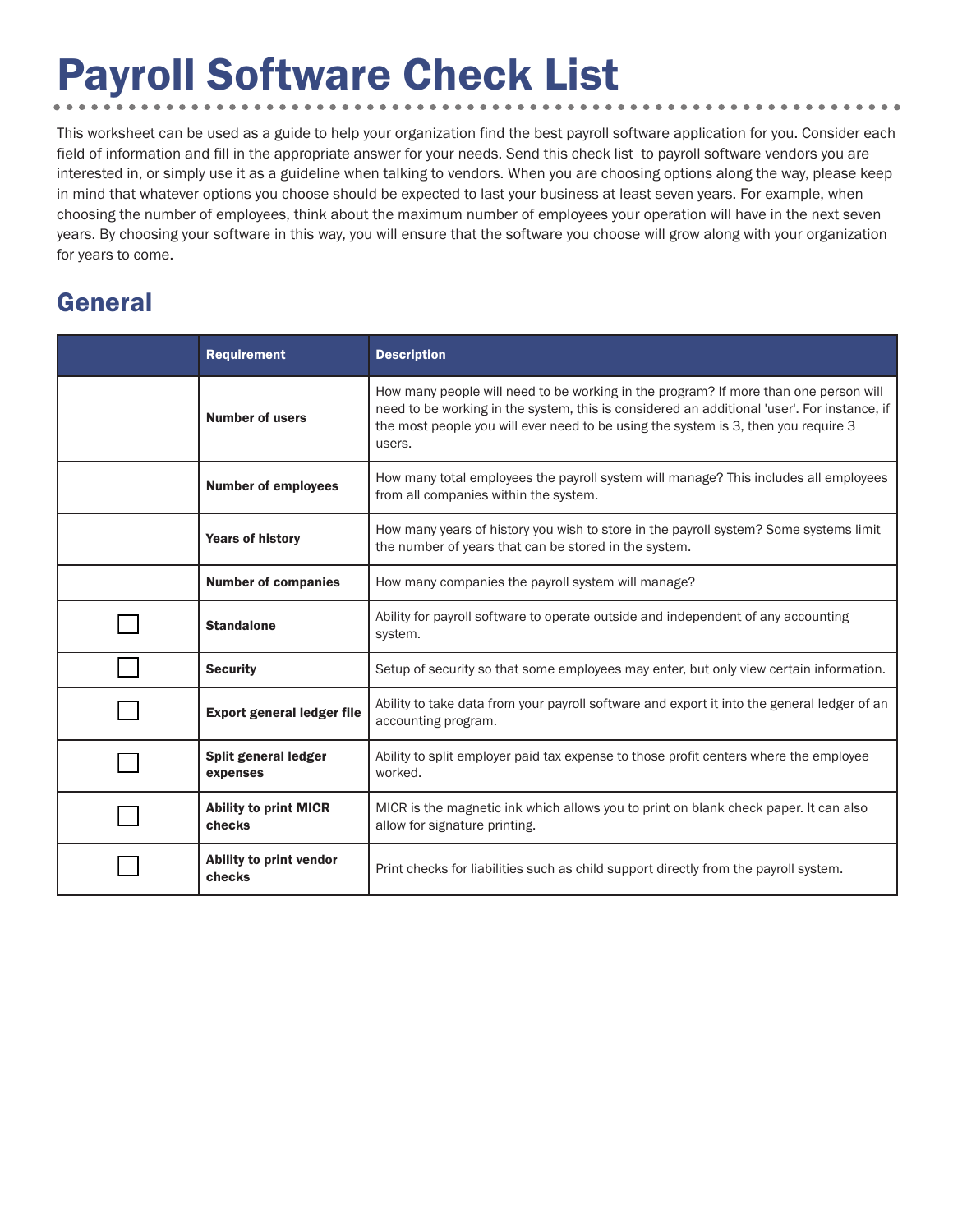# Payroll Software Check List

This worksheet can be used as a guide to help your organization find the best payroll software application for you. Consider each field of information and fill in the appropriate answer for your needs. Send this check list to payroll software vendors you are interested in, or simply use it as a guideline when talking to vendors. When you are choosing options along the way, please keep in mind that whatever options you choose should be expected to last your business at least seven years. For example, when choosing the number of employees, think about the maximum number of employees your operation will have in the next seven years. By choosing your software in this way, you will ensure that the software you choose will grow along with your organization for years to come.

## General

| | Requirement | Description |
|---|---|---|
| | **Number of users** | How many people will need to be working in the program? If more than one person will need to be working in the system, this is considered an additional 'user'. For instance, if the most people you will ever need to be using the system is 3, then you require 3 users. |
| | **Number of employees** | How many total employees the payroll system will manage? This includes all employees from all companies within the system. |
| | **Years of history** | How many years of history you wish to store in the payroll system? Some systems limit the number of years that can be stored in the system. |
| | **Number of companies** | How many companies the payroll system will manage? |
| ☐ | **Standalone** | Ability for payroll software to operate outside and independent of any accounting system. |
| ☐ | **Security** | Setup of security so that some employees may enter, but only view certain information. |
| ☐ | **Export general ledger file** | Ability to take data from your payroll software and export it into the general ledger of an accounting program. |
| ☐ | **Split general ledger expenses** | Ability to split employer paid tax expense to those profit centers where the employee worked. |
| ☐ | **Ability to print MICR checks** | MICR is the magnetic ink which allows you to print on blank check paper. It can also allow for signature printing. |
| ☐ | **Ability to print vendor checks** | Print checks for liabilities such as child support directly from the payroll system. |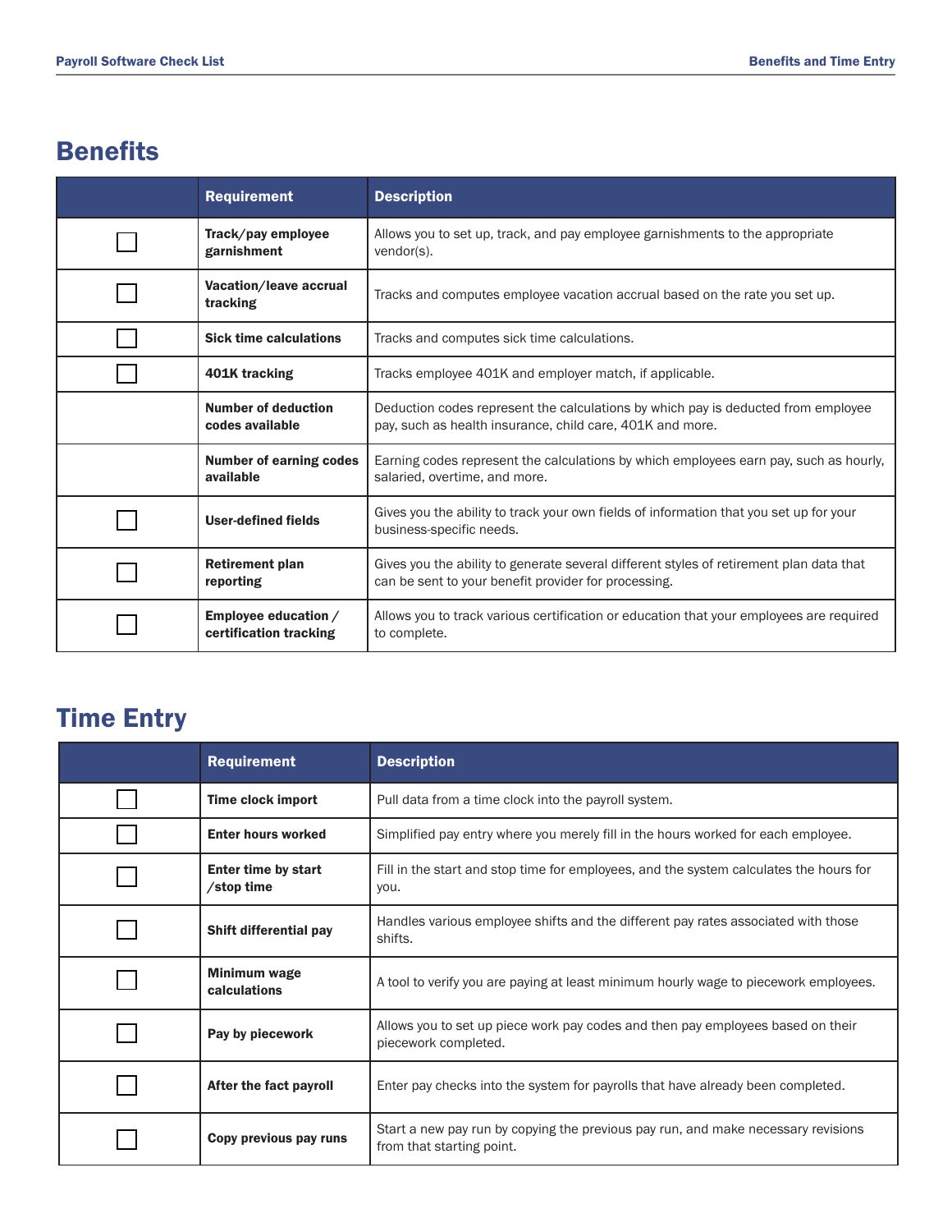## Benefits

| | Requirement | Description |
|---|---|---|
| ☐ | **Track/pay employee garnishment** | Allows you to set up, track, and pay employee garnishments to the appropriate vendor(s). |
| ☐ | **Vacation/leave accrual tracking** | Tracks and computes employee vacation accrual based on the rate you set up. |
| ☐ | **Sick time calculations** | Tracks and computes sick time calculations. |
| ☐ | **401K tracking** | Tracks employee 401K and employer match, if applicable. |
| | **Number of deduction codes available** | Deduction codes represent the calculations by which pay is deducted from employee pay, such as health insurance, child care, 401K and more. |
| | **Number of earning codes available** | Earning codes represent the calculations by which employees earn pay, such as hourly, salaried, overtime, and more. |
| ☐ | **User-defined fields** | Gives you the ability to track your own fields of information that you set up for your business-specific needs. |
| ☐ | **Retirement plan reporting** | Gives you the ability to generate several different styles of retirement plan data that can be sent to your benefit provider for processing. |
| ☐ | **Employee education / certification tracking** | Allows you to track various certification or education that your employees are required to complete. |

## Time Entry

| | Requirement | Description |
|---|---|---|
| ☐ | **Time clock import** | Pull data from a time clock into the payroll system. |
| ☐ | **Enter hours worked** | Simplified pay entry where you merely fill in the hours worked for each employee. |
| ☐ | **Enter time by start /stop time** | Fill in the start and stop time for employees, and the system calculates the hours for you. |
| ☐ | **Shift differential pay** | Handles various employee shifts and the different pay rates associated with those shifts. |
| ☐ | **Minimum wage calculations** | A tool to verify you are paying at least minimum hourly wage to piecework employees. |
| ☐ | **Pay by piecework** | Allows you to set up piece work pay codes and then pay employees based on their piecework completed. |
| ☐ | **After the fact payroll** | Enter pay checks into the system for payrolls that have already been completed. |
| ☐ | **Copy previous pay runs** | Start a new pay run by copying the previous pay run, and make necessary revisions from that starting point. |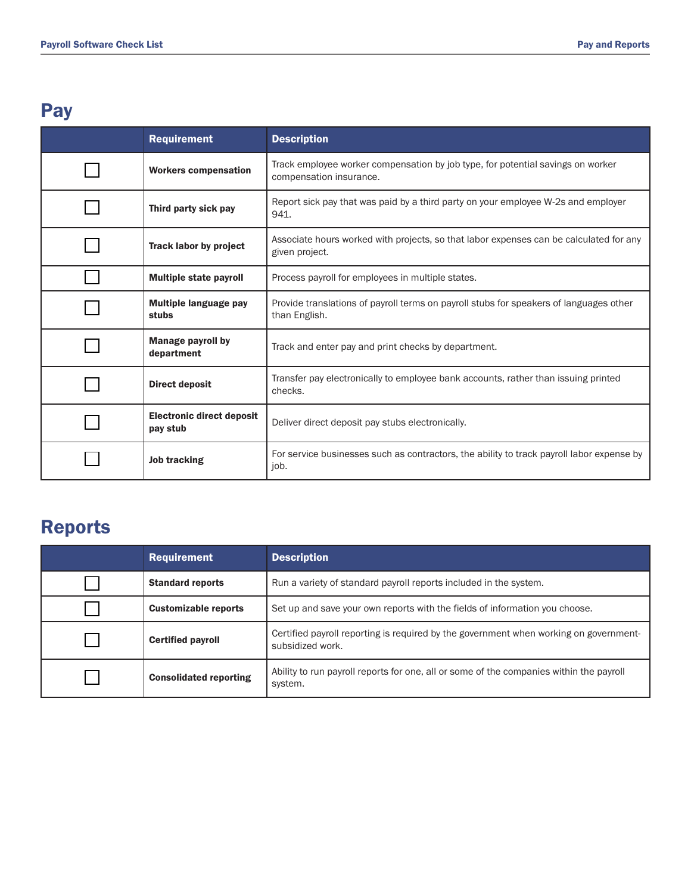## Pay

| | Requirement | Description |
|---|---|---|
| ☐ | **Workers compensation** | Track employee worker compensation by job type, for potential savings on worker compensation insurance. |
| ☐ | **Third party sick pay** | Report sick pay that was paid by a third party on your employee W-2s and employer 941. |
| ☐ | **Track labor by project** | Associate hours worked with projects, so that labor expenses can be calculated for any given project. |
| ☐ | **Multiple state payroll** | Process payroll for employees in multiple states. |
| ☐ | **Multiple language pay stubs** | Provide translations of payroll terms on payroll stubs for speakers of languages other than English. |
| ☐ | **Manage payroll by department** | Track and enter pay and print checks by department. |
| ☐ | **Direct deposit** | Transfer pay electronically to employee bank accounts, rather than issuing printed checks. |
| ☐ | **Electronic direct deposit pay stub** | Deliver direct deposit pay stubs electronically. |
| ☐ | **Job tracking** | For service businesses such as contractors, the ability to track payroll labor expense by job. |

## Reports

| | Requirement | Description |
|---|---|---|
| ☐ | **Standard reports** | Run a variety of standard payroll reports included in the system. |
| ☐ | **Customizable reports** | Set up and save your own reports with the fields of information you choose. |
| ☐ | **Certified payroll** | Certified payroll reporting is required by the government when working on government-subsidized work. |
| ☐ | **Consolidated reporting** | Ability to run payroll reports for one, all or some of the companies within the payroll system. |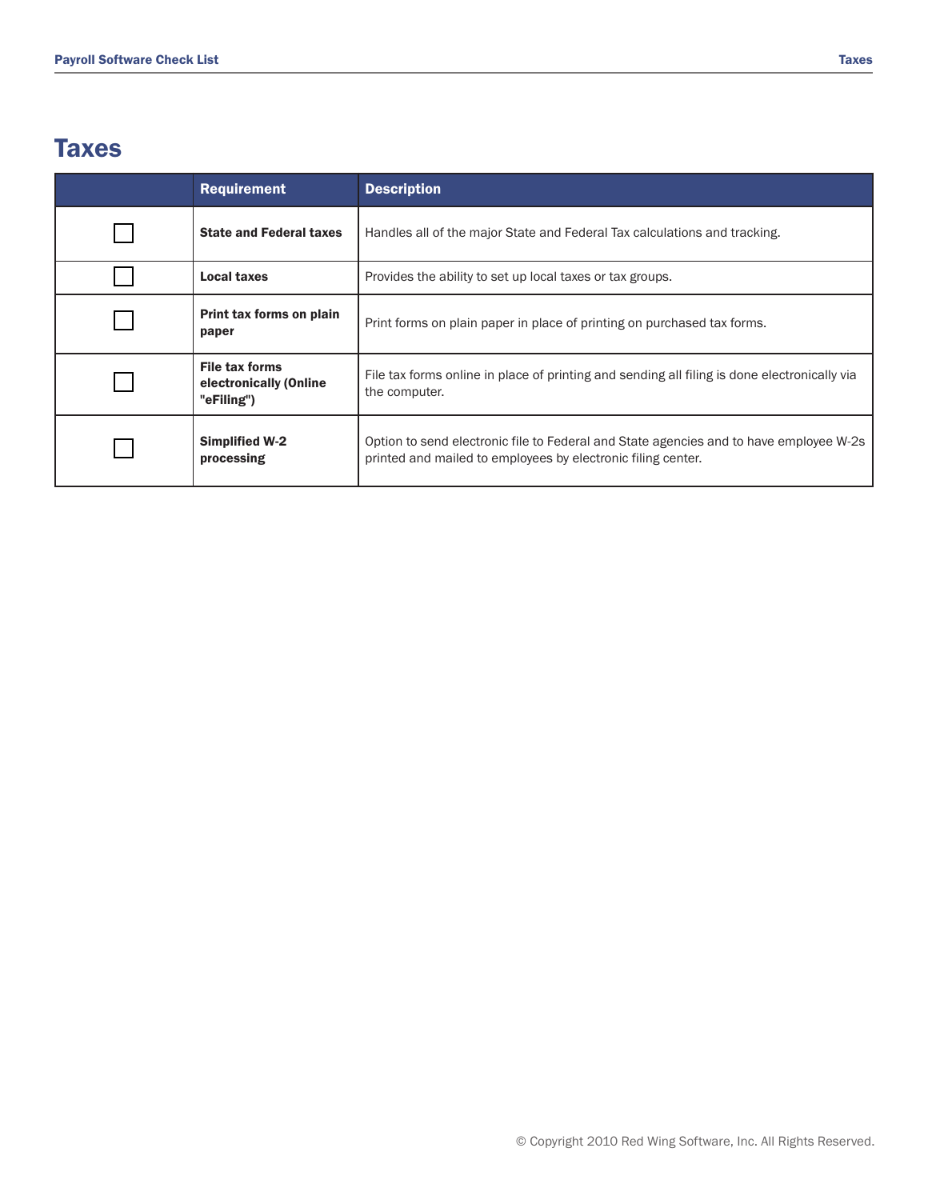# Taxes

| | Requirement | Description |
|---|---|---|
| ☐ | **State and Federal taxes** | Handles all of the major State and Federal Tax calculations and tracking. |
| ☐ | **Local taxes** | Provides the ability to set up local taxes or tax groups. |
| ☐ | **Print tax forms on plain paper** | Print forms on plain paper in place of printing on purchased tax forms. |
| ☐ | **File tax forms electronically (Online "eFiling")** | File tax forms online in place of printing and sending all filing is done electronically via the computer. |
| ☐ | **Simplified W-2 processing** | Option to send electronic file to Federal and State agencies and to have employee W-2s printed and mailed to employees by electronic filing center. |

© Copyright 2010 Red Wing Software, Inc. All Rights Reserved.